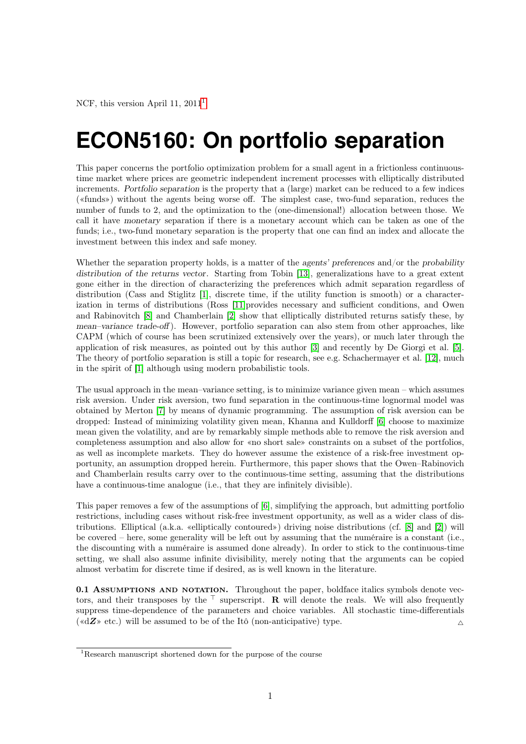NCF, this version April 11, 2011[1]

# ECON5160: On portfolio separation

This paper concerns the portfolio optimization problem for a small agent in a frictionless continuous-time market where prices are geometric independent increment processes with elliptically distributed increments. *Portfolio separation* is the property that a (large) market can be reduced to a few indices («funds») without the agents being worse off. The simplest case, two-fund separation, reduces the number of funds to 2, and the optimization to the (one-dimensional!) allocation between those. We call it have *monetary* separation if there is a monetary account which can be taken as one of the funds; i.e., two-fund monetary separation is the property that one can find an index and allocate the investment between this index and safe money.

Whether the separation property holds, is a matter of the *agents' preferences* and/or the *probability distribution of the returns vector*. Starting from Tobin [13], generalizations have to a great extent gone either in the direction of characterizing the preferences which admit separation regardless of distribution (Cass and Stiglitz [1], discrete time, if the utility function is smooth) or a characterization in terms of distributions (Ross [11] provides necessary and sufficient conditions, and Owen and Rabinovitch [8] and Chamberlain [2] show that elliptically distributed returns satisfy these, by *mean–variance trade-off*). However, portfolio separation can also stem from other approaches, like CAPM (which of course has been scrutinized extensively over the years), or much later through the application of risk measures, as pointed out by this author [3] and recently by De Giorgi et al. [5]. The theory of portfolio separation is still a topic for research, see e.g. Schachermayer et al. [12], much in the spirit of [1] although using modern probabilistic tools.

The usual approach in the mean–variance setting, is to minimize variance given mean – which assumes risk aversion. Under risk aversion, two fund separation in the continuous-time lognormal model was obtained by Merton [7] by means of dynamic programming. The assumption of risk aversion can be dropped: Instead of minimizing volatility given mean, Khanna and Kulldorff [6] choose to maximize mean given the volatility, and are by remarkably simple methods able to remove the risk aversion and completeness assumption and also allow for «no short sale» constraints on a subset of the portfolios, as well as incomplete markets. They do however assume the existence of a risk-free investment opportunity, an assumption dropped herein. Furthermore, this paper shows that the Owen–Rabinovich and Chamberlain results carry over to the continuous-time setting, assuming that the distributions have a continuous-time analogue (i.e., that they are infinitely divisible).

This paper removes a few of the assumptions of [6], simplifying the approach, but admitting portfolio restrictions, including cases without risk-free investment opportunity, as well as a wider class of distributions. Elliptical (a.k.a. «elliptically contoured») driving noise distributions (cf. [8] and [2]) will be covered – here, some generality will be left out by assuming that the numéraire is a constant (i.e., the discounting with a numéraire is assumed done already). In order to stick to the continuous-time setting, we shall also assume infinite divisibility, merely noting that the arguments can be copied almost verbatim for discrete time if desired, as is well known in the literature.

**0.1 Assumptions and notation.** Throughout the paper, boldface italics symbols denote vectors, and their transposes by the $^\top$ superscript. $\mathbf{R}$ will denote the reals. We will also frequently suppress time-dependence of the parameters and choice variables. All stochastic time-differentials («$\mathrm{d}\boldsymbol{Z}$» etc.) will be assumed to be of the Itô (non-anticipative) type. △

[1] Research manuscript shortened down for the purpose of the course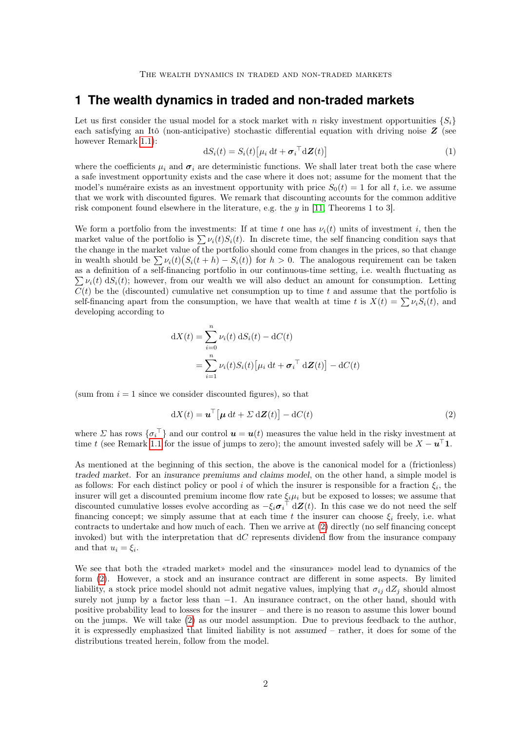# 1 The wealth dynamics in traded and non-traded markets

Let us first consider the usual model for a stock market with $n$ risky investment opportunities $\{S_i\}$ each satisfying an Itô (non-anticipative) stochastic differential equation with driving noise $\boldsymbol{Z}$ (see however Remark 1.1):

$$\mathrm{d}S_i(t) = S_i(t)\big[\mu_i\,\mathrm{d}t + \boldsymbol{\sigma}_i{}^{\top}\mathrm{d}\boldsymbol{Z}(t)\big] \tag{1}$$

where the coefficients $\mu_i$ and $\boldsymbol{\sigma}_i$ are deterministic functions. We shall later treat both the case where a safe investment opportunity exists and the case where it does not; assume for the moment that the model's numéraire exists as an investment opportunity with price $S_0(t) = 1$ for all $t$, i.e. we assume that we work with discounted figures. We remark that discounting accounts for the common additive risk component found elsewhere in the literature, e.g. the $y$ in [11, Theorems 1 to 3].

We form a portfolio from the investments: If at time $t$ one has $\nu_i(t)$ units of investment $i$, then the market value of the portfolio is $\sum \nu_i(t)S_i(t)$. In discrete time, the self financing condition says that the change in the market value of the portfolio should come from changes in the prices, so that change in wealth should be $\sum \nu_i(t)\big(S_i(t+h) - S_i(t)\big)$ for $h > 0$. The analogous requirement can be taken as a definition of a self-financing portfolio in our continuous-time setting, i.e. wealth fluctuating as $\sum \nu_i(t)\,\mathrm{d}S_i(t)$; however, from our wealth we will also deduct an amount for consumption. Letting $C(t)$ be the (discounted) cumulative net consumption up to time $t$ and assume that the portfolio is self-financing apart from the consumption, we have that wealth at time $t$ is $X(t) = \sum \nu_i S_i(t)$, and developing according to

$$\begin{aligned}
\mathrm{d}X(t) &= \sum_{i=0}^{n} \nu_i(t)\,\mathrm{d}S_i(t) - \mathrm{d}C(t) \\
&= \sum_{i=1}^{n} \nu_i(t)S_i(t)\big[\mu_i\,\mathrm{d}t + \boldsymbol{\sigma}_i{}^{\top}\,\mathrm{d}\boldsymbol{Z}(t)\big] - \mathrm{d}C(t)
\end{aligned}$$

(sum from $i = 1$ since we consider discounted figures), so that

$$\mathrm{d}X(t) = \boldsymbol{u}^{\top}\big[\boldsymbol{\mu}\,\mathrm{d}t + \Sigma\,\mathrm{d}\boldsymbol{Z}(t)\big] - \mathrm{d}C(t) \tag{2}$$

where $\Sigma$ has rows $\{\sigma_i{}^{\top}\}$ and our control $\boldsymbol{u} = \boldsymbol{u}(t)$ measures the value held in the risky investment at time $t$ (see Remark 1.1 for the issue of jumps to zero); the amount invested safely will be $X - \boldsymbol{u}^{\top}\mathbf{1}$.

As mentioned at the beginning of this section, the above is the canonical model for a (frictionless) *traded market*. For an *insurance premiums and claims model*, on the other hand, a simple model is as follows: For each distinct policy or pool $i$ of which the insurer is responsible for a fraction $\xi_i$, the insurer will get a discounted premium income flow rate $\xi_i\mu_i$ but be exposed to losses; we assume that discounted cumulative losses evolve according as $-\xi_i\boldsymbol{\sigma}_i{}^{\top}\,\mathrm{d}\boldsymbol{Z}(t)$. In this case we do not need the self financing concept; we simply assume that at each time $t$ the insurer can choose $\xi_i$ freely, i.e. what contracts to undertake and how much of each. Then we arrive at (2) directly (no self financing concept invoked) but with the interpretation that $\mathrm{d}C$ represents dividend flow from the insurance company and that $u_i = \xi_i$.

We see that both the «traded market» model and the «insurance» model lead to dynamics of the form (2). However, a stock and an insurance contract are different in some aspects. By limited liability, a stock price model should not admit negative values, implying that $\sigma_{ij}\,\mathrm{d}Z_j$ should almost surely not jump by a factor less than $-1$. An insurance contract, on the other hand, should with positive probability lead to losses for the insurer – and there is no reason to assume this lower bound on the jumps. We will take (2) as our model assumption. Due to previous feedback to the author, it is expressedly emphasized that limited liability is not *assumed* – rather, it does for some of the distributions treated herein, follow from the model.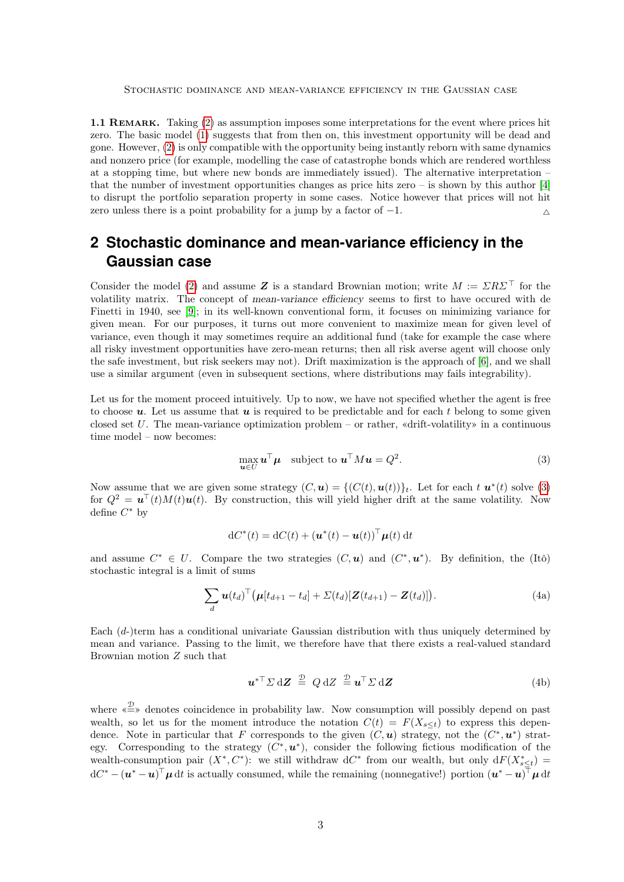**1.1 Remark.** Taking (2) as assumption imposes some interpretations for the event where prices hit zero. The basic model (1) suggests that from then on, this investment opportunity will be dead and gone. However, (2) is only compatible with the opportunity being instantly reborn with same dynamics and nonzero price (for example, modelling the case of catastrophe bonds which are rendered worthless at a stopping time, but where new bonds are immediately issued). The alternative interpretation – that the number of investment opportunities changes as price hits zero – is shown by this author [4] to disrupt the portfolio separation property in some cases. Notice however that prices will not hit zero unless there is a point probability for a jump by a factor of $-1$. △

## 2 Stochastic dominance and mean-variance efficiency in the Gaussian case

Consider the model (2) and assume $\boldsymbol{Z}$ is a standard Brownian motion; write $M := \Sigma R \Sigma^{\top}$ for the volatility matrix. The concept of *mean-variance efficiency* seems to first to have occured with de Finetti in 1940, see [9]; in its well-known conventional form, it focuses on minimizing variance for given mean. For our purposes, it turns out more convenient to maximize mean for given level of variance, even though it may sometimes require an additional fund (take for example the case where all risky investment opportunities have zero-mean returns; then all risk averse agent will choose only the safe investment, but risk seekers may not). Drift maximization is the approach of [6], and we shall use a similar argument (even in subsequent sections, where distributions may fails integrability).

Let us for the moment proceed intuitively. Up to now, we have not specified whether the agent is free to choose $\boldsymbol{u}$. Let us assume that $\boldsymbol{u}$ is required to be predictable and for each $t$ belong to some given closed set $U$. The mean-variance optimization problem – or rather, «drift-volatility» in a continuous time model – now becomes:

$$\max_{\boldsymbol{u} \in U} \boldsymbol{u}^{\top} \boldsymbol{\mu} \quad \text{subject to } \boldsymbol{u}^{\top} M \boldsymbol{u} = Q^2. \tag{3}$$

Now assume that we are given some strategy $(C, \boldsymbol{u}) = \{(C(t), \boldsymbol{u}(t))\}_t$. Let for each $t$ $\boldsymbol{u}^*(t)$ solve (3) for $Q^2 = \boldsymbol{u}^{\top}(t) M(t) \boldsymbol{u}(t)$. By construction, this will yield higher drift at the same volatility. Now define $C^*$ by

$$\mathrm{d}C^*(t) = \mathrm{d}C(t) + (\boldsymbol{u}^*(t) - \boldsymbol{u}(t))^{\top} \boldsymbol{\mu}(t)\, \mathrm{d}t$$

and assume $C^* \in U$. Compare the two strategies $(C, \boldsymbol{u})$ and $(C^*, \boldsymbol{u}^*)$. By definition, the (Itô) stochastic integral is a limit of sums

$$\sum_d \boldsymbol{u}(t_d)^{\top} \big(\boldsymbol{\mu}[t_{d+1} - t_d] + \Sigma(t_d)[\boldsymbol{Z}(t_{d+1}) - \boldsymbol{Z}(t_d)]\big). \tag{4a}$$

Each ($d$-)term has a conditional univariate Gaussian distribution with thus uniquely determined by mean and variance. Passing to the limit, we therefore have that there exists a real-valued standard Brownian motion $Z$ such that

$$\boldsymbol{u}^{*\top} \Sigma\, \mathrm{d}\boldsymbol{Z} \overset{\mathfrak{D}}{=} Q\, \mathrm{d}Z \overset{\mathfrak{D}}{=} \boldsymbol{u}^{\top} \Sigma\, \mathrm{d}\boldsymbol{Z} \tag{4b}$$

where «$\overset{\mathfrak{D}}{=}$» denotes coincidence in probability law. Now consumption will possibly depend on past wealth, so let us for the moment introduce the notation $C(t) = F(X_{s \le t})$ to express this dependence. Note in particular that $F$ corresponds to the given $(C, \boldsymbol{u})$ strategy, not the $(C^*, \boldsymbol{u}^*)$ strategy. Corresponding to the strategy $(C^*, \boldsymbol{u}^*)$, consider the following fictious modification of the wealth-consumption pair $(X^*, C^*)$: we still withdraw $\mathrm{d}C^*$ from our wealth, but only $\mathrm{d}F(X^*_{s \le t}) = \mathrm{d}C^* - (\boldsymbol{u}^* - \boldsymbol{u})^{\top} \boldsymbol{\mu}\, \mathrm{d}t$ is actually consumed, while the remaining (nonnegative!) portion $(\boldsymbol{u}^* - \boldsymbol{u})^{\top} \boldsymbol{\mu}\, \mathrm{d}t$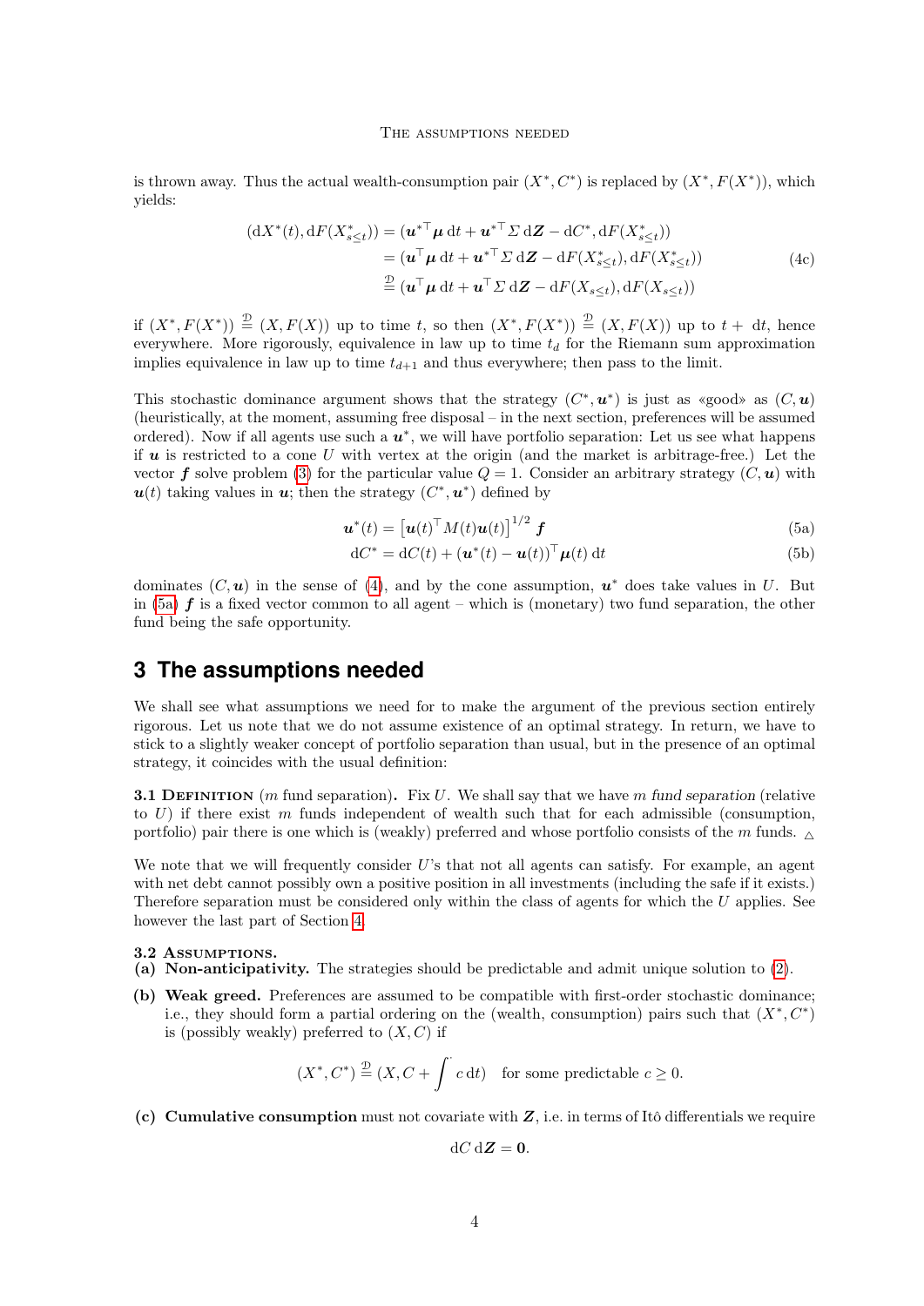is thrown away. Thus the actual wealth-consumption pair $(X^*, C^*)$ is replaced by $(X^*, F(X^*))$, which yields:

$$
\begin{aligned}
(\mathrm{d}X^*(t), \mathrm{d}F(X^*_{s\le t})) &= (\boldsymbol{u}^{*\top}\boldsymbol{\mu}\,\mathrm{d}t + \boldsymbol{u}^{*\top}\Sigma\,\mathrm{d}\boldsymbol{Z} - \mathrm{d}C^*, \mathrm{d}F(X^*_{s\le t})) \\
&= (\boldsymbol{u}^{\top}\boldsymbol{\mu}\,\mathrm{d}t + \boldsymbol{u}^{*\top}\Sigma\,\mathrm{d}\boldsymbol{Z} - \mathrm{d}F(X^*_{s\le t}), \mathrm{d}F(X^*_{s\le t})) \\
&\overset{\mathfrak{D}}{=} (\boldsymbol{u}^{\top}\boldsymbol{\mu}\,\mathrm{d}t + \boldsymbol{u}^{\top}\Sigma\,\mathrm{d}\boldsymbol{Z} - \mathrm{d}F(X_{s\le t}), \mathrm{d}F(X_{s\le t}))
\end{aligned}
\tag{4c}
$$

if $(X^*, F(X^*)) \overset{\mathfrak{D}}{=} (X, F(X))$ up to time $t$, so then $(X^*, F(X^*)) \overset{\mathfrak{D}}{=} (X, F(X))$ up to $t + \mathrm{d}t$, hence everywhere. More rigorously, equivalence in law up to time $t_d$ for the Riemann sum approximation implies equivalence in law up to time $t_{d+1}$ and thus everywhere; then pass to the limit.

This stochastic dominance argument shows that the strategy $(C^*, \boldsymbol{u}^*)$ is just as «good» as $(C, \boldsymbol{u})$ (heuristically, at the moment, assuming free disposal – in the next section, preferences will be assumed ordered). Now if all agents use such a $\boldsymbol{u}^*$, we will have portfolio separation: Let us see what happens if $\boldsymbol{u}$ is restricted to a cone $U$ with vertex at the origin (and the market is arbitrage-free.) Let the vector $\boldsymbol{f}$ solve problem (3) for the particular value $Q = 1$. Consider an arbitrary strategy $(C, \boldsymbol{u})$ with $\boldsymbol{u}(t)$ taking values in $\boldsymbol{u}$; then the strategy $(C^*, \boldsymbol{u}^*)$ defined by

$$
\boldsymbol{u}^*(t) = \left[\boldsymbol{u}(t)^\top M(t)\boldsymbol{u}(t)\right]^{1/2} \boldsymbol{f} \tag{5a}
$$

$$
\mathrm{d}C^* = \mathrm{d}C(t) + (\boldsymbol{u}^*(t) - \boldsymbol{u}(t))^\top \boldsymbol{\mu}(t)\,\mathrm{d}t \tag{5b}
$$

dominates $(C, \boldsymbol{u})$ in the sense of (4), and by the cone assumption, $\boldsymbol{u}^*$ does take values in $U$. But in (5a) $\boldsymbol{f}$ is a fixed vector common to all agent – which is (monetary) two fund separation, the other fund being the safe opportunity.

## 3 The assumptions needed

We shall see what assumptions we need for to make the argument of the previous section entirely rigorous. Let us note that we do not assume existence of an optimal strategy. In return, we have to stick to a slightly weaker concept of portfolio separation than usual, but in the presence of an optimal strategy, it coincides with the usual definition:

**3.1 Definition** ($m$ fund separation)**.** Fix $U$. We shall say that we have $m$ *fund separation* (relative to $U$) if there exist $m$ funds independent of wealth such that for each admissible (consumption, portfolio) pair there is one which is (weakly) preferred and whose portfolio consists of the $m$ funds. △

We note that we will frequently consider $U$'s that not all agents can satisfy. For example, an agent with net debt cannot possibly own a positive position in all investments (including the safe if it exists.) Therefore separation must be considered only within the class of agents for which the $U$ applies. See however the last part of Section 4.

**3.2 Assumptions.**

**(a) Non-anticipativity.** The strategies should be predictable and admit unique solution to (2).

**(b) Weak greed.** Preferences are assumed to be compatible with first-order stochastic dominance; i.e., they should form a partial ordering on the (wealth, consumption) pairs such that $(X^*, C^*)$ is (possibly weakly) preferred to $(X, C)$ if

$$
(X^*, C^*) \overset{\mathfrak{D}}{=} (X, C + \int^{\cdot} c\,\mathrm{d}t) \quad \text{for some predictable } c \ge 0.
$$

**(c) Cumulative consumption** must not covariate with $\boldsymbol{Z}$, i.e. in terms of Itô differentials we require

$$
\mathrm{d}C\,\mathrm{d}\boldsymbol{Z} = \boldsymbol{0}.
$$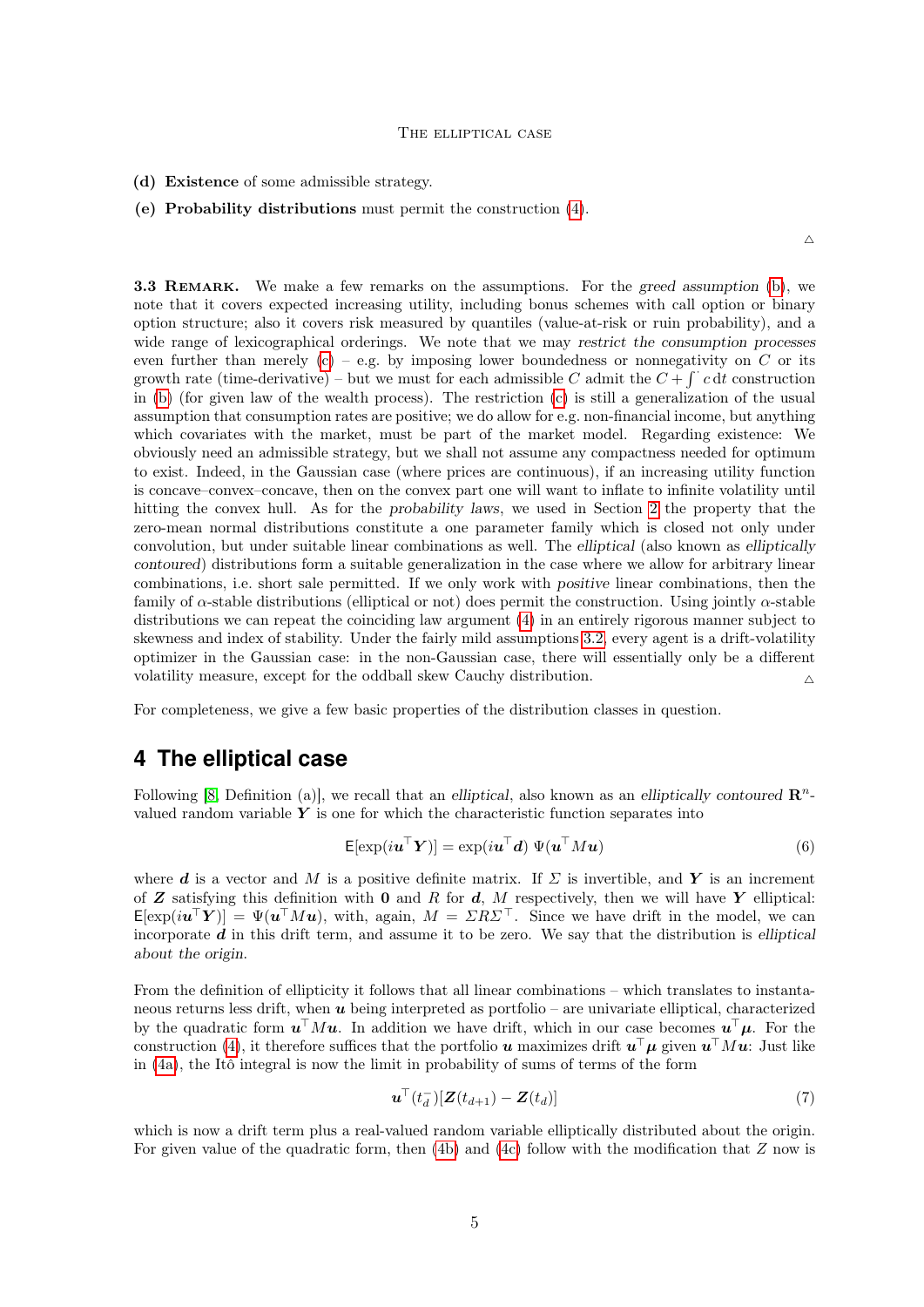**(d) Existence** of some admissible strategy.

**(e) Probability distributions** must permit the construction (4).

△

**3.3 Remark.** We make a few remarks on the assumptions. For the *greed assumption* (b), we note that it covers expected increasing utility, including bonus schemes with call option or binary option structure; also it covers risk measured by quantiles (value-at-risk or ruin probability), and a wide range of lexicographical orderings. We note that we may *restrict the consumption processes* even further than merely (c) – e.g. by imposing lower boundedness or nonnegativity on $C$ or its growth rate (time-derivative) – but we must for each admissible $C$ admit the $C + \int^{\cdot} c\, \mathrm{d}t$ construction in (b) (for given law of the wealth process). The restriction (c) is still a generalization of the usual assumption that consumption rates are positive; we do allow for e.g. non-financial income, but anything which covariates with the market, must be part of the market model. Regarding existence: We obviously need an admissible strategy, but we shall not assume any compactness needed for optimum to exist. Indeed, in the Gaussian case (where prices are continuous), if an increasing utility function is concave–convex–concave, then on the convex part one will want to inflate to infinite volatility until hitting the convex hull. As for the *probability laws*, we used in Section 2 the property that the zero-mean normal distributions constitute a one parameter family which is closed not only under convolution, but under suitable linear combinations as well. The *elliptical* (also known as *elliptically contoured*) distributions form a suitable generalization in the case where we allow for arbitrary linear combinations, i.e. short sale permitted. If we only work with *positive* linear combinations, then the family of $\alpha$-stable distributions (elliptical or not) does permit the construction. Using jointly $\alpha$-stable distributions we can repeat the coinciding law argument (4) in an entirely rigorous manner subject to skewness and index of stability. Under the fairly mild assumptions 3.2, every agent is a drift-volatility optimizer in the Gaussian case: in the non-Gaussian case, there will essentially only be a different volatility measure, except for the oddball skew Cauchy distribution. △

For completeness, we give a few basic properties of the distribution classes in question.

# 4 The elliptical case

Following [8, Definition (a)], we recall that an *elliptical*, also known as an *elliptically contoured* $\mathbf{R}^n$-valued random variable $\boldsymbol{Y}$ is one for which the characteristic function separates into

$$\mathsf{E}[\exp(i\boldsymbol{u}^\top \boldsymbol{Y})] = \exp(i\boldsymbol{u}^\top \boldsymbol{d})\ \Psi(\boldsymbol{u}^\top M\boldsymbol{u}) \tag{6}$$

where $\boldsymbol{d}$ is a vector and $M$ is a positive definite matrix. If $\Sigma$ is invertible, and $\boldsymbol{Y}$ is an increment of $\boldsymbol{Z}$ satisfying this definition with $\boldsymbol{0}$ and $R$ for $\boldsymbol{d}$, $M$ respectively, then we will have $\boldsymbol{Y}$ elliptical: $\mathsf{E}[\exp(i\boldsymbol{u}^\top \boldsymbol{Y})] = \Psi(\boldsymbol{u}^\top M\boldsymbol{u})$, with, again, $M = \Sigma R \Sigma^\top$. Since we have drift in the model, we can incorporate $\boldsymbol{d}$ in this drift term, and assume it to be zero. We say that the distribution is *elliptical about the origin*.

From the definition of ellipticity it follows that all linear combinations – which translates to instantaneous returns less drift, when $\boldsymbol{u}$ being interpreted as portfolio – are univariate elliptical, characterized by the quadratic form $\boldsymbol{u}^\top M\boldsymbol{u}$. In addition we have drift, which in our case becomes $\boldsymbol{u}^\top \boldsymbol{\mu}$. For the construction (4), it therefore suffices that the portfolio $\boldsymbol{u}$ maximizes drift $\boldsymbol{u}^\top \boldsymbol{\mu}$ given $\boldsymbol{u}^\top M\boldsymbol{u}$: Just like in (4a), the Itō integral is now the limit in probability of sums of terms of the form

$$\boldsymbol{u}^\top(t_d^-)[\boldsymbol{Z}(t_{d+1}) - \boldsymbol{Z}(t_d)] \tag{7}$$

which is now a drift term plus a real-valued random variable elliptically distributed about the origin. For given value of the quadratic form, then (4b) and (4c) follow with the modification that $Z$ now is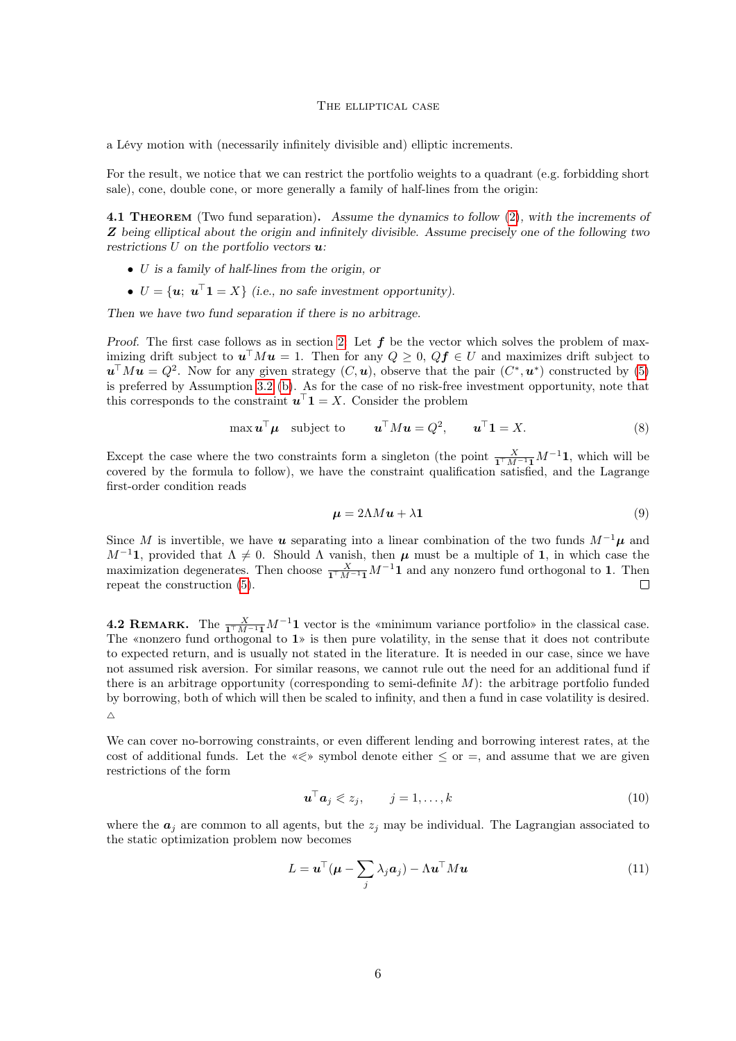a Lévy motion with (necessarily infinitely divisible and) elliptic increments.

For the result, we notice that we can restrict the portfolio weights to a quadrant (e.g. forbidding short sale), cone, double cone, or more generally a family of half-lines from the origin:

**4.1 Theorem** (Two fund separation)**.** *Assume the dynamics to follow (2), with the increments of $\boldsymbol{Z}$ being elliptical about the origin and infinitely divisible. Assume precisely one of the following two restrictions $U$ on the portfolio vectors $\boldsymbol{u}$:*

- *$U$ is a family of half-lines from the origin, or*
- *$U = \{\boldsymbol{u};\ \boldsymbol{u}^\top \boldsymbol{1} = X\}$ (i.e., no safe investment opportunity).*

*Then we have two fund separation if there is no arbitrage.*

*Proof.* The first case follows as in section 2. Let $\boldsymbol{f}$ be the vector which solves the problem of maximizing drift subject to $\boldsymbol{u}^\top M \boldsymbol{u} = 1$. Then for any $Q \geq 0$, $Q\boldsymbol{f} \in U$ and maximizes drift subject to $\boldsymbol{u}^\top M \boldsymbol{u} = Q^2$. Now for any given strategy $(C, \boldsymbol{u})$, observe that the pair $(C^*, \boldsymbol{u}^*)$ constructed by (5) is preferred by Assumption 3.2 (b). As for the case of no risk-free investment opportunity, note that this corresponds to the constraint $\boldsymbol{u}^\top \boldsymbol{1} = X$. Consider the problem

$$\max \boldsymbol{u}^\top \boldsymbol{\mu} \quad \text{subject to} \qquad \boldsymbol{u}^\top M \boldsymbol{u} = Q^2, \qquad \boldsymbol{u}^\top \boldsymbol{1} = X. \tag{8}$$

Except the case where the two constraints form a singleton (the point $\frac{X}{\boldsymbol{1}^\top M^{-1}\boldsymbol{1}} M^{-1}\boldsymbol{1}$, which will be covered by the formula to follow), we have the constraint qualification satisfied, and the Lagrange first-order condition reads

$$\boldsymbol{\mu} = 2\Lambda M \boldsymbol{u} + \lambda \boldsymbol{1} \tag{9}$$

Since $M$ is invertible, we have $\boldsymbol{u}$ separating into a linear combination of the two funds $M^{-1}\boldsymbol{\mu}$ and $M^{-1}\boldsymbol{1}$, provided that $\Lambda \neq 0$. Should $\Lambda$ vanish, then $\boldsymbol{\mu}$ must be a multiple of $\boldsymbol{1}$, in which case the maximization degenerates. Then choose $\frac{X}{\boldsymbol{1}^\top M^{-1}\boldsymbol{1}} M^{-1}\boldsymbol{1}$ and any nonzero fund orthogonal to $\boldsymbol{1}$. Then repeat the construction (5). □

**4.2 Remark.** The $\frac{X}{\boldsymbol{1}^\top M^{-1}\boldsymbol{1}} M^{-1}\boldsymbol{1}$ vector is the «minimum variance portfolio» in the classical case. The «nonzero fund orthogonal to $\boldsymbol{1}$» is then pure volatility, in the sense that it does not contribute to expected return, and is usually not stated in the literature. It is needed in our case, since we have not assumed risk aversion. For similar reasons, we cannot rule out the need for an additional fund if there is an arbitrage opportunity (corresponding to semi-definite $M$): the arbitrage portfolio funded by borrowing, both of which will then be scaled to infinity, and then a fund in case volatility is desired. △

We can cover no-borrowing constraints, or even different lending and borrowing interest rates, at the cost of additional funds. Let the «$\leqslant$» symbol denote either $\leq$ or $=$, and assume that we are given restrictions of the form

$$\boldsymbol{u}^\top \boldsymbol{a}_j \leqslant z_j, \qquad j = 1, \dots, k \tag{10}$$

where the $\boldsymbol{a}_j$ are common to all agents, but the $z_j$ may be individual. The Lagrangian associated to the static optimization problem now becomes

$$L = \boldsymbol{u}^\top (\boldsymbol{\mu} - \sum_j \lambda_j \boldsymbol{a}_j) - \Lambda \boldsymbol{u}^\top M \boldsymbol{u} \tag{11}$$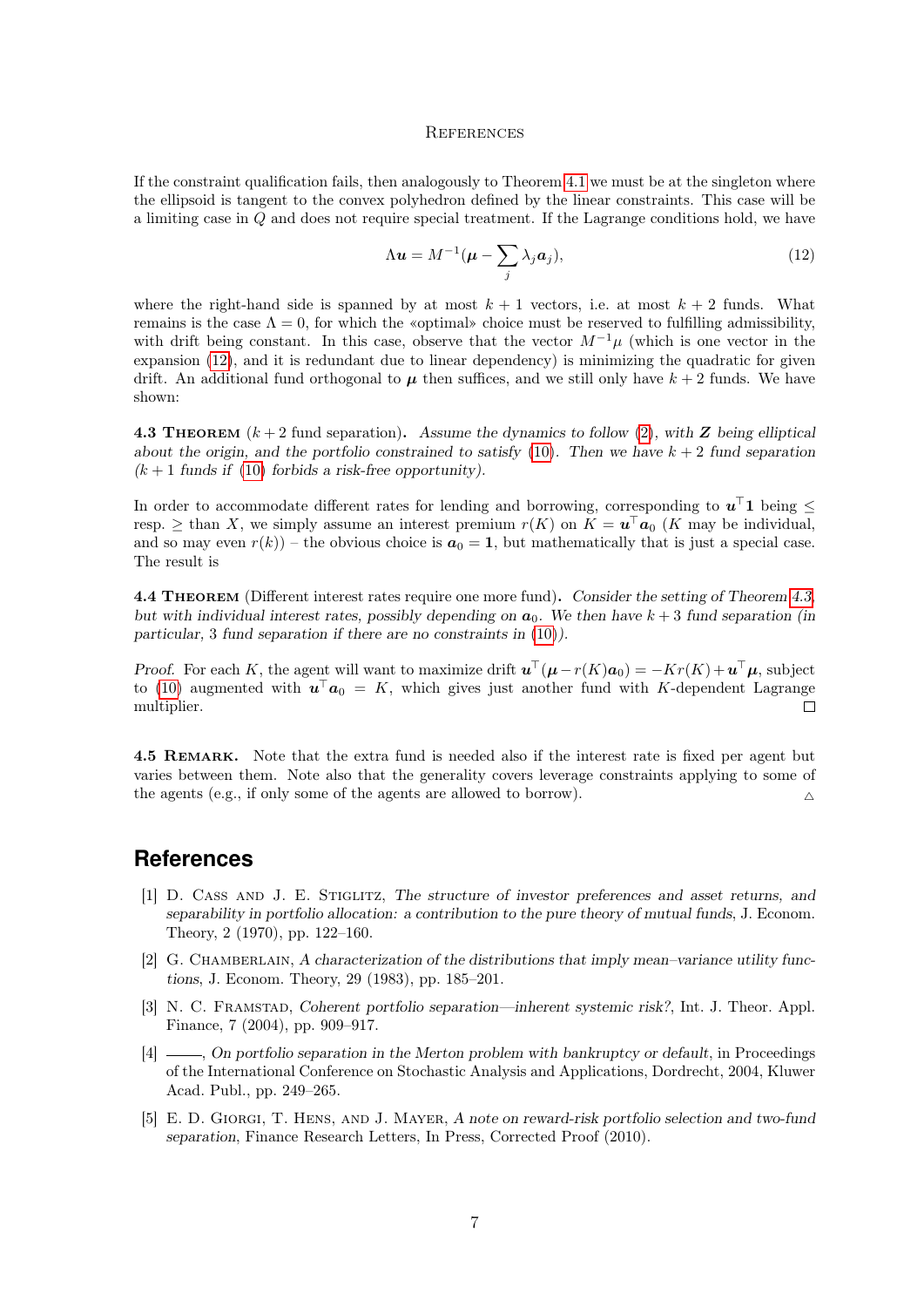If the constraint qualification fails, then analogously to Theorem 4.1 we must be at the singleton where the ellipsoid is tangent to the convex polyhedron defined by the linear constraints. This case will be a limiting case in $Q$ and does not require special treatment. If the Lagrange conditions hold, we have

$$\Lambda \boldsymbol{u} = M^{-1}(\boldsymbol{\mu} - \sum_j \lambda_j \boldsymbol{a}_j), \tag{12}$$

where the right-hand side is spanned by at most $k+1$ vectors, i.e. at most $k+2$ funds. What remains is the case $\Lambda = 0$, for which the «optimal» choice must be reserved to fulfilling admissibility, with drift being constant. In this case, observe that the vector $M^{-1}\mu$ (which is one vector in the expansion (12), and it is redundant due to linear dependency) is minimizing the quadratic for given drift. An additional fund orthogonal to $\boldsymbol{\mu}$ then suffices, and we still only have $k+2$ funds. We have shown:

**4.3 Theorem** ($k+2$ fund separation)**.** *Assume the dynamics to follow (2), with $\boldsymbol{Z}$ being elliptical about the origin, and the portfolio constrained to satisfy (10). Then we have $k+2$ fund separation ($k+1$ funds if (10) forbids a risk-free opportunity).*

In order to accommodate different rates for lending and borrowing, corresponding to $\boldsymbol{u}^\top \boldsymbol{1}$ being $\leq$ resp. $\geq$ than $X$, we simply assume an interest premium $r(K)$ on $K = \boldsymbol{u}^\top \boldsymbol{a}_0$ ($K$ may be individual, and so may even $r(k)$) – the obvious choice is $\boldsymbol{a}_0 = \boldsymbol{1}$, but mathematically that is just a special case. The result is

**4.4 Theorem** (Different interest rates require one more fund)**.** *Consider the setting of Theorem 4.3, but with individual interest rates, possibly depending on $\boldsymbol{a}_0$. We then have $k+3$ fund separation (in particular, 3 fund separation if there are no constraints in (10)).*

*Proof.* For each $K$, the agent will want to maximize drift $\boldsymbol{u}^\top(\boldsymbol{\mu} - r(K)\boldsymbol{a}_0) = -Kr(K) + \boldsymbol{u}^\top \boldsymbol{\mu}$, subject to (10) augmented with $\boldsymbol{u}^\top \boldsymbol{a}_0 = K$, which gives just another fund with $K$-dependent Lagrange multiplier. □

**4.5 Remark.** Note that the extra fund is needed also if the interest rate is fixed per agent but varies between them. Note also that the generality covers leverage constraints applying to some of the agents (e.g., if only some of the agents are allowed to borrow). △

## References

[1] D. Cass and J. E. Stiglitz, *The structure of investor preferences and asset returns, and separability in portfolio allocation: a contribution to the pure theory of mutual funds*, J. Econom. Theory, 2 (1970), pp. 122–160.

[2] G. Chamberlain, *A characterization of the distributions that imply mean–variance utility functions*, J. Econom. Theory, 29 (1983), pp. 185–201.

[3] N. C. Framstad, *Coherent portfolio separation—inherent systemic risk?*, Int. J. Theor. Appl. Finance, 7 (2004), pp. 909–917.

[4] ——, *On portfolio separation in the Merton problem with bankruptcy or default*, in Proceedings of the International Conference on Stochastic Analysis and Applications, Dordrecht, 2004, Kluwer Acad. Publ., pp. 249–265.

[5] E. D. Giorgi, T. Hens, and J. Mayer, *A note on reward-risk portfolio selection and two-fund separation*, Finance Research Letters, In Press, Corrected Proof (2010).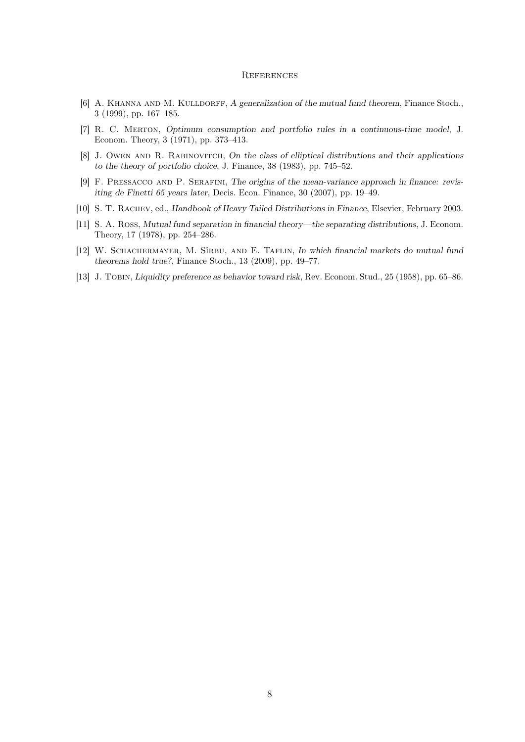# References

[6] A. Khanna and M. Kulldorff, *A generalization of the mutual fund theorem*, Finance Stoch., 3 (1999), pp. 167–185.

[7] R. C. Merton, *Optimum consumption and portfolio rules in a continuous-time model*, J. Econom. Theory, 3 (1971), pp. 373–413.

[8] J. Owen and R. Rabinovitch, *On the class of elliptical distributions and their applications to the theory of portfolio choice*, J. Finance, 38 (1983), pp. 745–52.

[9] F. Pressacco and P. Serafini, *The origins of the mean-variance approach in finance: revisiting de Finetti 65 years later*, Decis. Econ. Finance, 30 (2007), pp. 19–49.

[10] S. T. Rachev, ed., *Handbook of Heavy Tailed Distributions in Finance*, Elsevier, February 2003.

[11] S. A. Ross, *Mutual fund separation in financial theory—the separating distributions*, J. Econom. Theory, 17 (1978), pp. 254–286.

[12] W. Schachermayer, M. Sîrbu, and E. Taflin, *In which financial markets do mutual fund theorems hold true?*, Finance Stoch., 13 (2009), pp. 49–77.

[13] J. Tobin, *Liquidity preference as behavior toward risk*, Rev. Econom. Stud., 25 (1958), pp. 65–86.